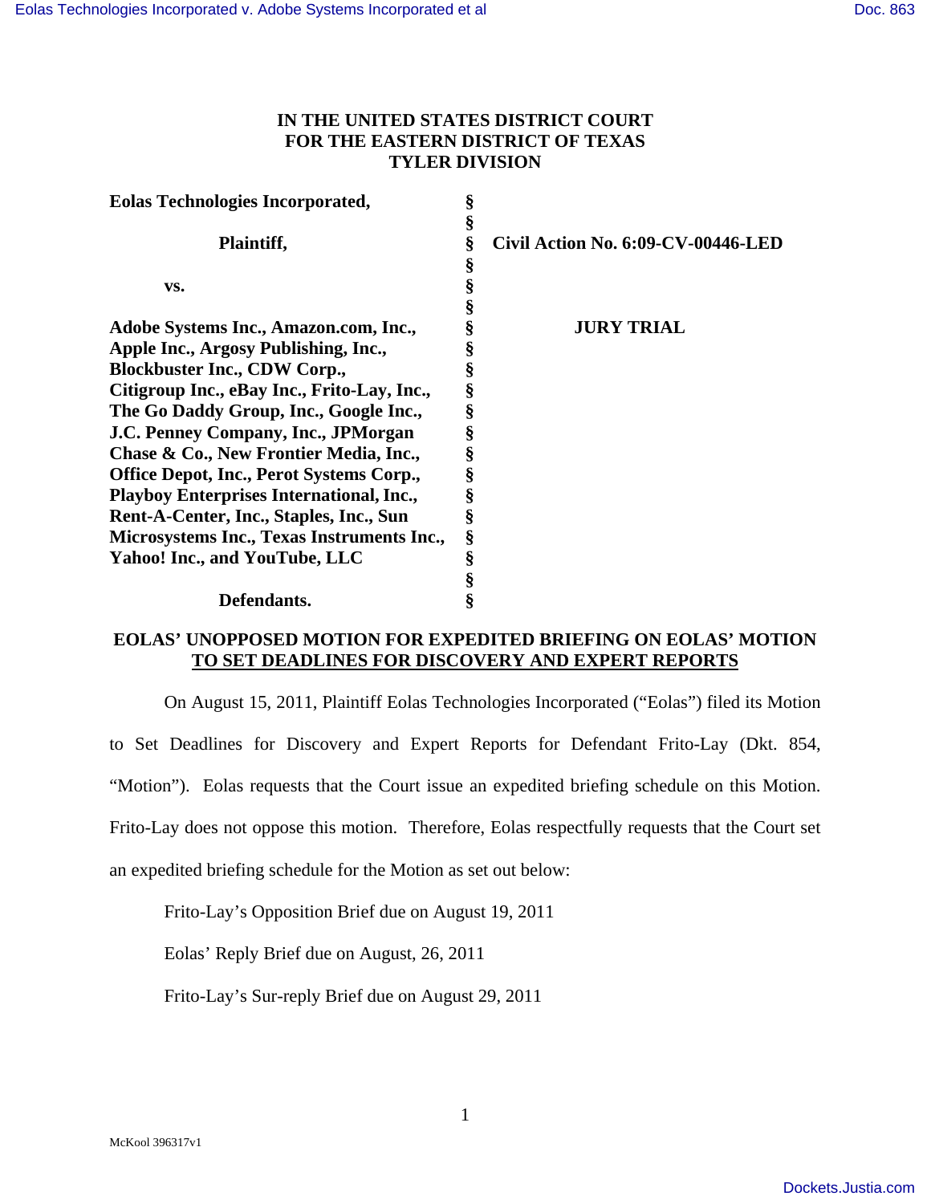# IN THE UNITED STATES DISTRICT COURT FOR THE EASTERN DISTRICT OF TEXAS TYLER DIVISION

| | | |
|---|---|---|
| **Eolas Technologies Incorporated,** | § | |
| | § | |
| **Plaintiff,** | § | **Civil Action No. 6:09-CV-00446-LED** |
| | § | |
| **vs.** | § | |
| | § | |
| **Adobe Systems Inc., Amazon.com, Inc., Apple Inc., Argosy Publishing, Inc., Blockbuster Inc., CDW Corp., Citigroup Inc., eBay Inc., Frito-Lay, Inc., The Go Daddy Group, Inc., Google Inc., J.C. Penney Company, Inc., JPMorgan Chase & Co., New Frontier Media, Inc., Office Depot, Inc., Perot Systems Corp., Playboy Enterprises International, Inc., Rent-A-Center, Inc., Staples, Inc., Sun Microsystems Inc., Texas Instruments Inc., Yahoo! Inc., and YouTube, LLC** | § | **JURY TRIAL** |
| | § | |
| **Defendants.** | § | |

## EOLAS' UNOPPOSED MOTION FOR EXPEDITED BRIEFING ON EOLAS' MOTION TO SET DEADLINES FOR DISCOVERY AND EXPERT REPORTS

On August 15, 2011, Plaintiff Eolas Technologies Incorporated ("Eolas") filed its Motion to Set Deadlines for Discovery and Expert Reports for Defendant Frito-Lay (Dkt. 854, "Motion"). Eolas requests that the Court issue an expedited briefing schedule on this Motion. Frito-Lay does not oppose this motion. Therefore, Eolas respectfully requests that the Court set an expedited briefing schedule for the Motion as set out below:

Frito-Lay's Opposition Brief due on August 19, 2011

Eolas' Reply Brief due on August, 26, 2011

Frito-Lay's Sur-reply Brief due on August 29, 2011

McKool 396317v1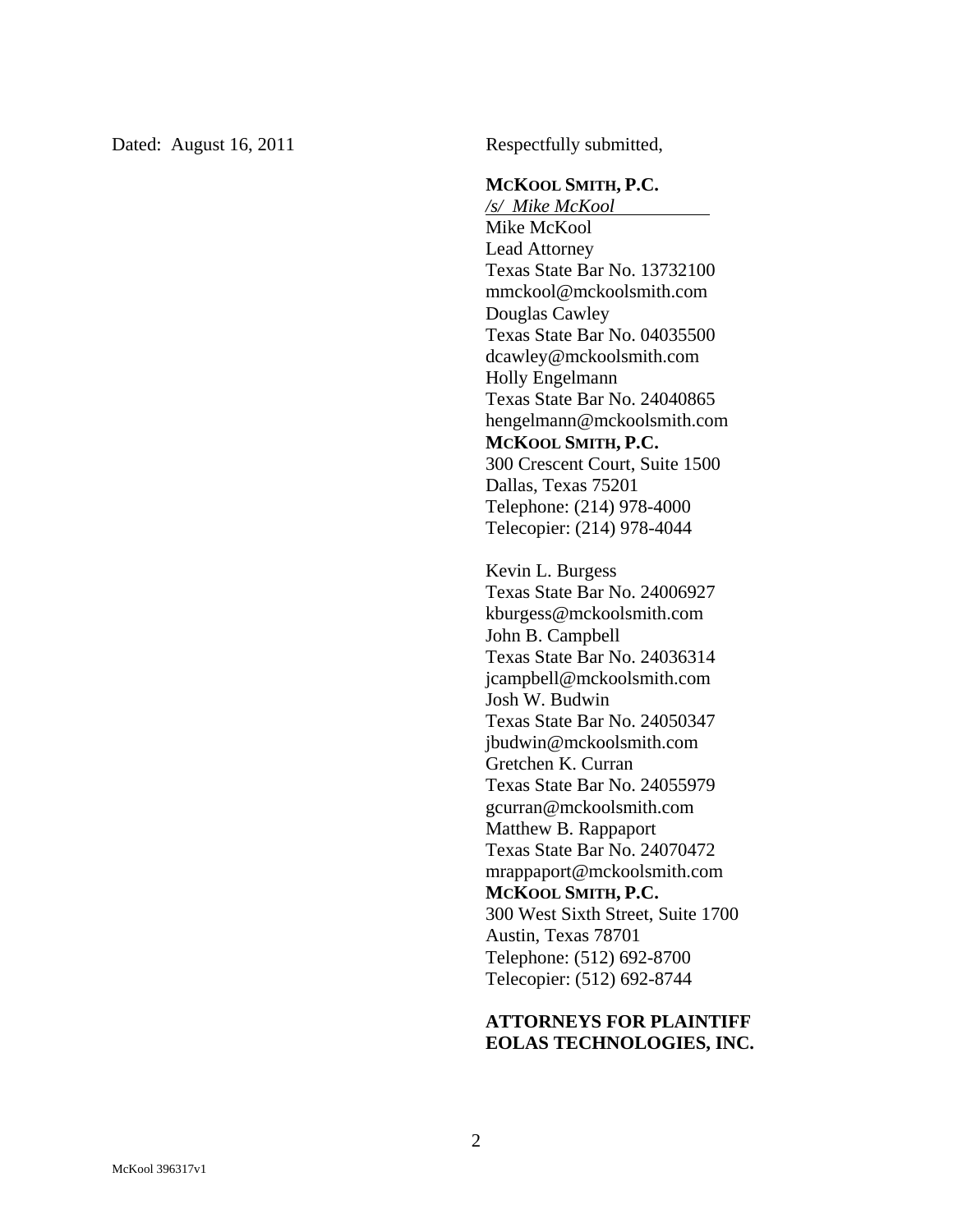Dated: August 16, 2011

Respectfully submitted,

**MCKOOL SMITH, P.C.**

*/s/ Mike McKool*

Mike McKool
Lead Attorney
Texas State Bar No. 13732100
mmckool@mckoolsmith.com
Douglas Cawley
Texas State Bar No. 04035500
dcawley@mckoolsmith.com
Holly Engelmann
Texas State Bar No. 24040865
hengelmann@mckoolsmith.com
**MCKOOL SMITH, P.C.**
300 Crescent Court, Suite 1500
Dallas, Texas 75201
Telephone: (214) 978-4000
Telecopier: (214) 978-4044

Kevin L. Burgess
Texas State Bar No. 24006927
kburgess@mckoolsmith.com
John B. Campbell
Texas State Bar No. 24036314
jcampbell@mckoolsmith.com
Josh W. Budwin
Texas State Bar No. 24050347
jbudwin@mckoolsmith.com
Gretchen K. Curran
Texas State Bar No. 24055979
gcurran@mckoolsmith.com
Matthew B. Rappaport
Texas State Bar No. 24070472
mrappaport@mckoolsmith.com
**MCKOOL SMITH, P.C.**
300 West Sixth Street, Suite 1700
Austin, Texas 78701
Telephone: (512) 692-8700
Telecopier: (512) 692-8744

**ATTORNEYS FOR PLAINTIFF EOLAS TECHNOLOGIES, INC.**

McKool 396317v1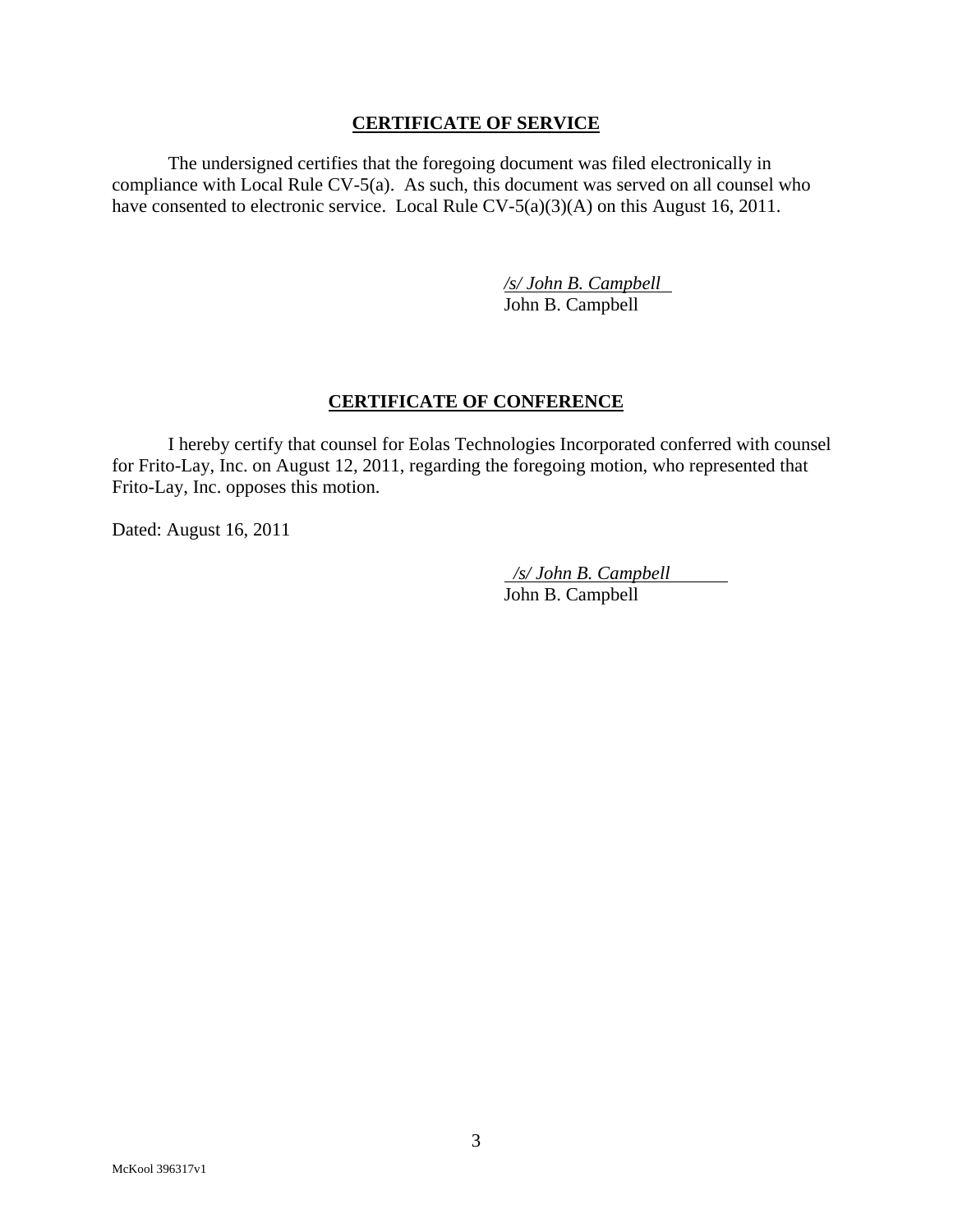## CERTIFICATE OF SERVICE

The undersigned certifies that the foregoing document was filed electronically in compliance with Local Rule CV-5(a). As such, this document was served on all counsel who have consented to electronic service. Local Rule CV-5(a)(3)(A) on this August 16, 2011.

*/s/ John B. Campbell*
John B. Campbell

## CERTIFICATE OF CONFERENCE

I hereby certify that counsel for Eolas Technologies Incorporated conferred with counsel for Frito-Lay, Inc. on August 12, 2011, regarding the foregoing motion, who represented that Frito-Lay, Inc. opposes this motion.

Dated: August 16, 2011

*/s/ John B. Campbell*
John B. Campbell

McKool 396317v1